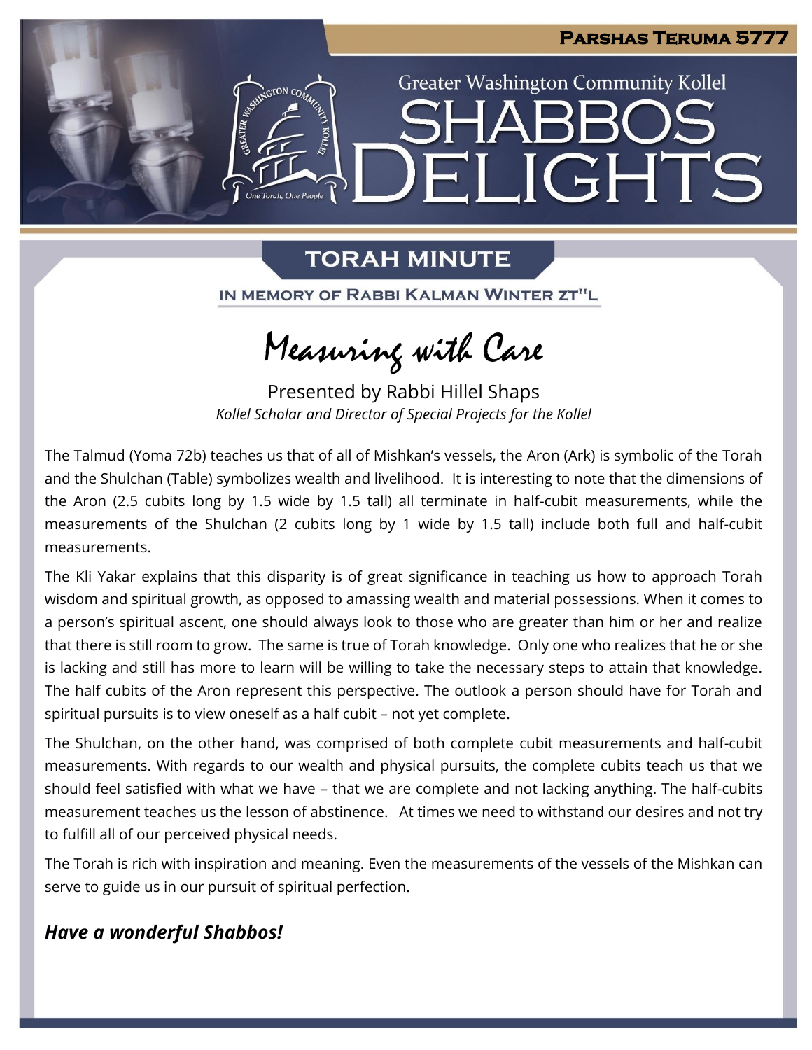**Parshas Teruma 5777**

Greater Washington Community Kollel

# SHABBOS DELIGHTS

## TORAH MINUTE

IN MEMORY OF RABBI KALMAN WINTER ZT"L

### Measuring with Care

Presented by Rabbi Hillel Shaps
*Kollel Scholar and Director of Special Projects for the Kollel*

The Talmud (Yoma 72b) teaches us that of all of Mishkan's vessels, the Aron (Ark) is symbolic of the Torah and the Shulchan (Table) symbolizes wealth and livelihood. It is interesting to note that the dimensions of the Aron (2.5 cubits long by 1.5 wide by 1.5 tall) all terminate in half-cubit measurements, while the measurements of the Shulchan (2 cubits long by 1 wide by 1.5 tall) include both full and half-cubit measurements.

The Kli Yakar explains that this disparity is of great significance in teaching us how to approach Torah wisdom and spiritual growth, as opposed to amassing wealth and material possessions. When it comes to a person's spiritual ascent, one should always look to those who are greater than him or her and realize that there is still room to grow. The same is true of Torah knowledge. Only one who realizes that he or she is lacking and still has more to learn will be willing to take the necessary steps to attain that knowledge. The half cubits of the Aron represent this perspective. The outlook a person should have for Torah and spiritual pursuits is to view oneself as a half cubit – not yet complete.

The Shulchan, on the other hand, was comprised of both complete cubit measurements and half-cubit measurements. With regards to our wealth and physical pursuits, the complete cubits teach us that we should feel satisfied with what we have – that we are complete and not lacking anything. The half-cubits measurement teaches us the lesson of abstinence. At times we need to withstand our desires and not try to fulfill all of our perceived physical needs.

The Torah is rich with inspiration and meaning. Even the measurements of the vessels of the Mishkan can serve to guide us in our pursuit of spiritual perfection.

***Have a wonderful Shabbos!***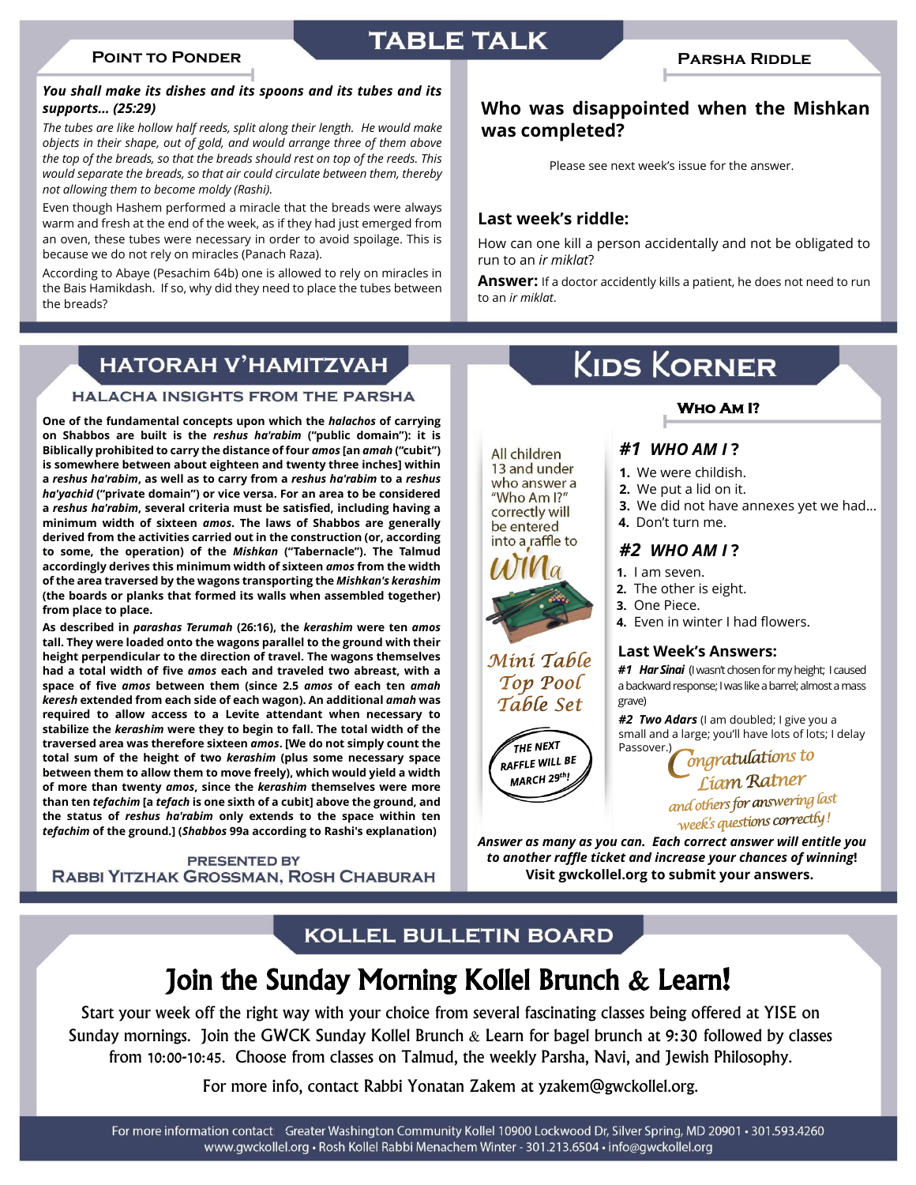# TABLE TALK

## Point to Ponder

***You shall make its dishes and its spoons and its tubes and its supports... (25:29)***

*The tubes are like hollow half reeds, split along their length. He would make objects in their shape, out of gold, and would arrange three of them above the top of the breads, so that the breads should rest on top of the reeds. This would separate the breads, so that air could circulate between them, thereby not allowing them to become moldy (Rashi).*

Even though Hashem performed a miracle that the breads were always warm and fresh at the end of the week, as if they had just emerged from an oven, these tubes were necessary in order to avoid spoilage. This is because we do not rely on miracles (Panach Raza).

According to Abaye (Pesachim 64b) one is allowed to rely on miracles in the Bais Hamikdash. If so, why did they need to place the tubes between the breads?

## Parsha Riddle

**Who was disappointed when the Mishkan was completed?**

Please see next week's issue for the answer.

### Last week's riddle:

How can one kill a person accidentally and not be obligated to run to an *ir miklat*?

**Answer:** If a doctor accidently kills a patient, he does not need to run to an *ir miklat*.

# HATORAH V'HAMITZVAH

## HALACHA INSIGHTS FROM THE PARSHA

**One of the fundamental concepts upon which the *halachos* of carrying on Shabbos are built is the *reshus ha'rabim* ("public domain"): it is Biblically prohibited to carry the distance of four *amos* [an *amah* ("cubit") is somewhere between about eighteen and twenty three inches] within a *reshus ha'rabim*, as well as to carry from a *reshus ha'rabim* to a *reshus ha'yachid* ("private domain") or vice versa. For an area to be considered a *reshus ha'rabim*, several criteria must be satisfied, including having a minimum width of sixteen *amos*. The laws of Shabbos are generally derived from the activities carried out in the construction (or, according to some, the operation) of the *Mishkan* ("Tabernacle"). The Talmud accordingly derives this minimum width of sixteen *amos* from the width of the area traversed by the wagons transporting the *Mishkan's kerashim* (the boards or planks that formed its walls when assembled together) from place to place.**

**As described in *parashas Terumah* (26:16), the *kerashim* were ten *amos* tall. They were loaded onto the wagons parallel to the ground with their height perpendicular to the direction of travel. The wagons themselves had a total width of five *amos* each and traveled two abreast, with a space of five *amos* between them (since 2.5 *amos* of each ten *amah keresh* extended from each side of each wagon). An additional *amah* was required to allow access to a Levite attendant when necessary to stabilize the *kerashim* were they to begin to fall. The total width of the traversed area was therefore sixteen *amos*. [We do not simply count the total sum of the height of two *kerashim* (plus some necessary space between them to allow them to move freely), which would yield a width of more than twenty *amos*, since the *kerashim* themselves were more than ten *tefachim* [a *tefach* is one sixth of a cubit] above the ground, and the status of *reshus ha'rabim* only extends to the space within ten *tefachim* of the ground.] (*Shabbos* 99a according to Rashi's explanation)**

PRESENTED BY
RABBI YITZHAK GROSSMAN, ROSH CHABURAH

# Kids Korner

## Who Am I?

All children 13 and under who answer a "Who Am I?" correctly will be entered into a raffle to

WIN a

Mini Table Top Pool Table Set

THE NEXT RAFFLE WILL BE MARCH 29th!

### #1 WHO AM I ?

1. We were childish.
2. We put a lid on it.
3. We did not have annexes yet we had...
4. Don't turn me.

### #2 WHO AM I ?

1. I am seven.
2. The other is eight.
3. One Piece.
4. Even in winter I had flowers.

### Last Week's Answers:

***#1 Har Sinai*** (I wasn't chosen for my height; I caused a backward response; I was like a barrel; almost a mass grave)

***#2 Two Adars*** (I am doubled; I give you a small and a large; you'll have lots of lots; I delay Passover.)

Congratulations to Liam Ratner and others for answering last week's questions correctly!

***Answer as many as you can. Each correct answer will entitle you to another raffle ticket and increase your chances of winning!***
**Visit gwckollel.org to submit your answers.**

# KOLLEL BULLETIN BOARD

## Join the Sunday Morning Kollel Brunch & Learn!

Start your week off the right way with your choice from several fascinating classes being offered at YISE on Sunday mornings. Join the GWCK Sunday Kollel Brunch & Learn for bagel brunch at 9:30 followed by classes from 10:00-10:45. Choose from classes on Talmud, the weekly Parsha, Navi, and Jewish Philosophy.

For more info, contact Rabbi Yonatan Zakem at yzakem@gwckollel.org.

For more information contact: Greater Washington Community Kollel 10900 Lockwood Dr, Silver Spring, MD 20901 • 301.593.4260
www.gwckollel.org • Rosh Kollel Rabbi Menachem Winter - 301.213.6504 • info@gwckollel.org